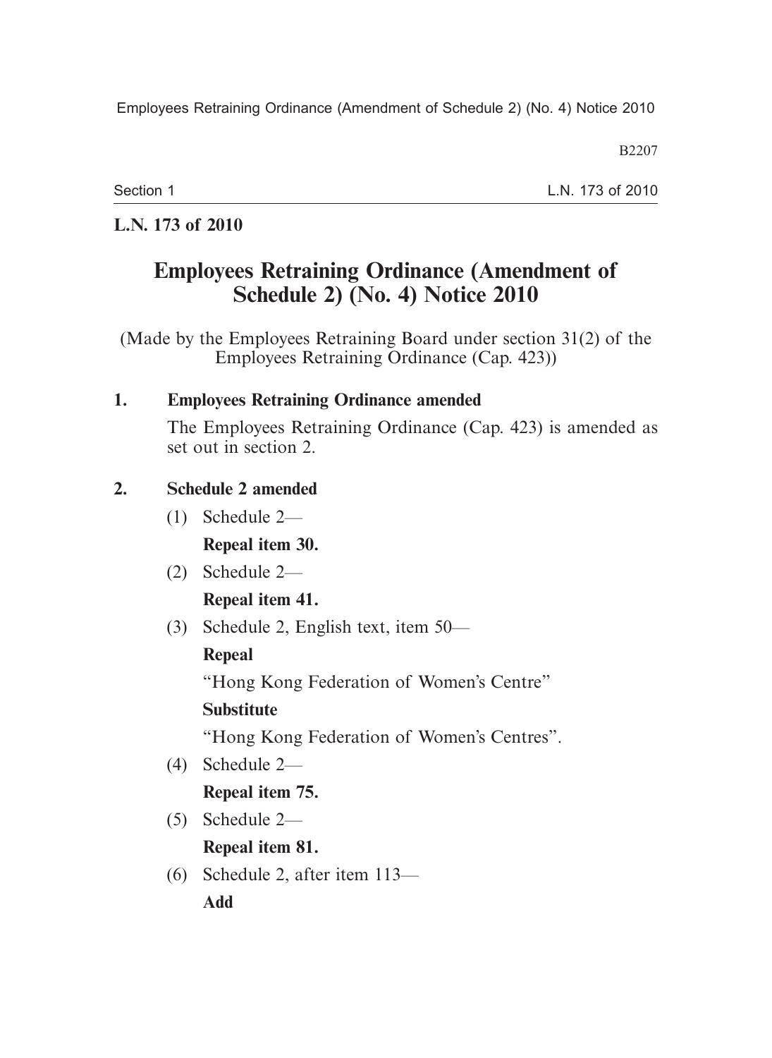**L.N. 173 of 2010**

# Employees Retraining Ordinance (Amendment of Schedule 2) (No. 4) Notice 2010

(Made by the Employees Retraining Board under section 31(2) of the Employees Retraining Ordinance (Cap. 423))

**1. Employees Retraining Ordinance amended**

The Employees Retraining Ordinance (Cap. 423) is amended as set out in section 2.

**2. Schedule 2 amended**

(1) Schedule 2—

**Repeal item 30.**

(2) Schedule 2—

**Repeal item 41.**

(3) Schedule 2, English text, item 50—

**Repeal**

"Hong Kong Federation of Women's Centre"

**Substitute**

"Hong Kong Federation of Women's Centres".

(4) Schedule 2—

**Repeal item 75.**

(5) Schedule 2—

**Repeal item 81.**

(6) Schedule 2, after item 113—

**Add**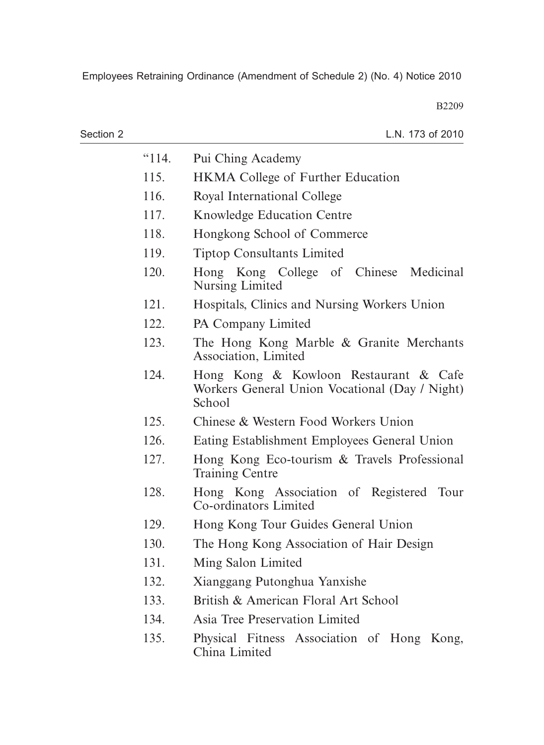“114. Pui Ching Academy

115. HKMA College of Further Education

116. Royal International College

117. Knowledge Education Centre

118. Hongkong School of Commerce

119. Tiptop Consultants Limited

120. Hong Kong College of Chinese Medicinal Nursing Limited

121. Hospitals, Clinics and Nursing Workers Union

122. PA Company Limited

123. The Hong Kong Marble & Granite Merchants Association, Limited

124. Hong Kong & Kowloon Restaurant & Cafe Workers General Union Vocational (Day / Night) School

125. Chinese & Western Food Workers Union

126. Eating Establishment Employees General Union

127. Hong Kong Eco-tourism & Travels Professional Training Centre

128. Hong Kong Association of Registered Tour Co-ordinators Limited

129. Hong Kong Tour Guides General Union

130. The Hong Kong Association of Hair Design

131. Ming Salon Limited

132. Xianggang Putonghua Yanxishe

133. British & American Floral Art School

134. Asia Tree Preservation Limited

135. Physical Fitness Association of Hong Kong, China Limited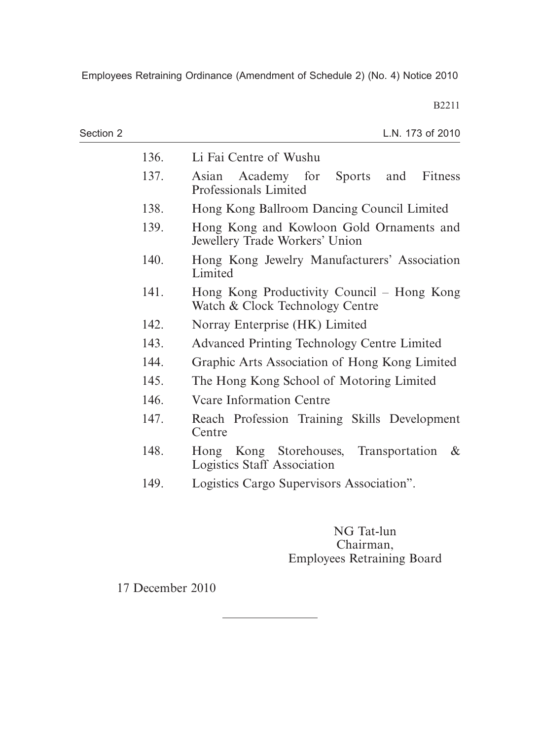136. Li Fai Centre of Wushu

137. Asian Academy for Sports and Fitness Professionals Limited

138. Hong Kong Ballroom Dancing Council Limited

139. Hong Kong and Kowloon Gold Ornaments and Jewellery Trade Workers' Union

140. Hong Kong Jewelry Manufacturers' Association Limited

141. Hong Kong Productivity Council – Hong Kong Watch & Clock Technology Centre

142. Norray Enterprise (HK) Limited

143. Advanced Printing Technology Centre Limited

144. Graphic Arts Association of Hong Kong Limited

145. The Hong Kong School of Motoring Limited

146. Vcare Information Centre

147. Reach Profession Training Skills Development Centre

148. Hong Kong Storehouses, Transportation & Logistics Staff Association

149. Logistics Cargo Supervisors Association".

NG Tat-lun
Chairman,
Employees Retraining Board

17 December 2010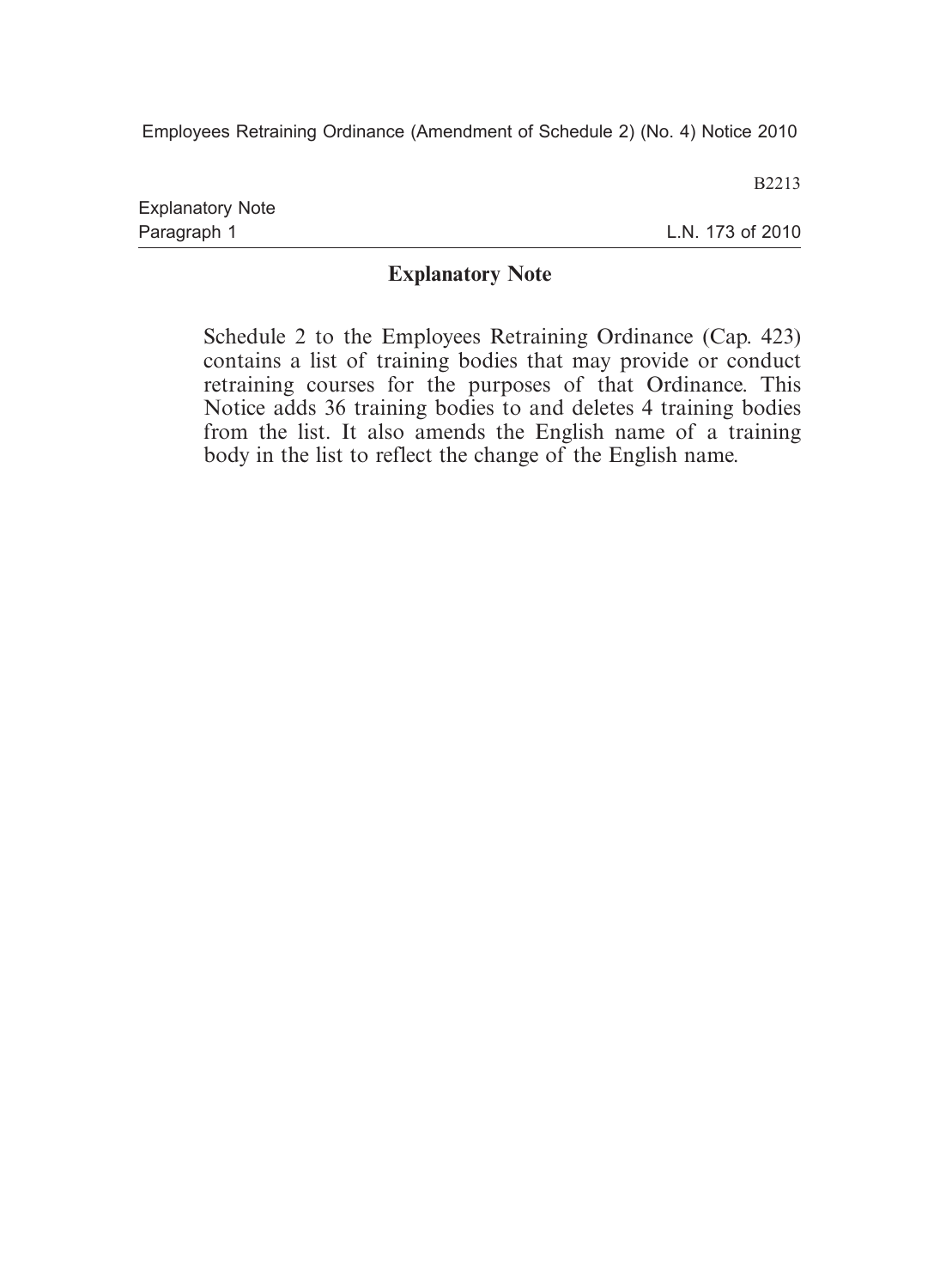## Explanatory Note

Schedule 2 to the Employees Retraining Ordinance (Cap. 423) contains a list of training bodies that may provide or conduct retraining courses for the purposes of that Ordinance. This Notice adds 36 training bodies to and deletes 4 training bodies from the list. It also amends the English name of a training body in the list to reflect the change of the English name.